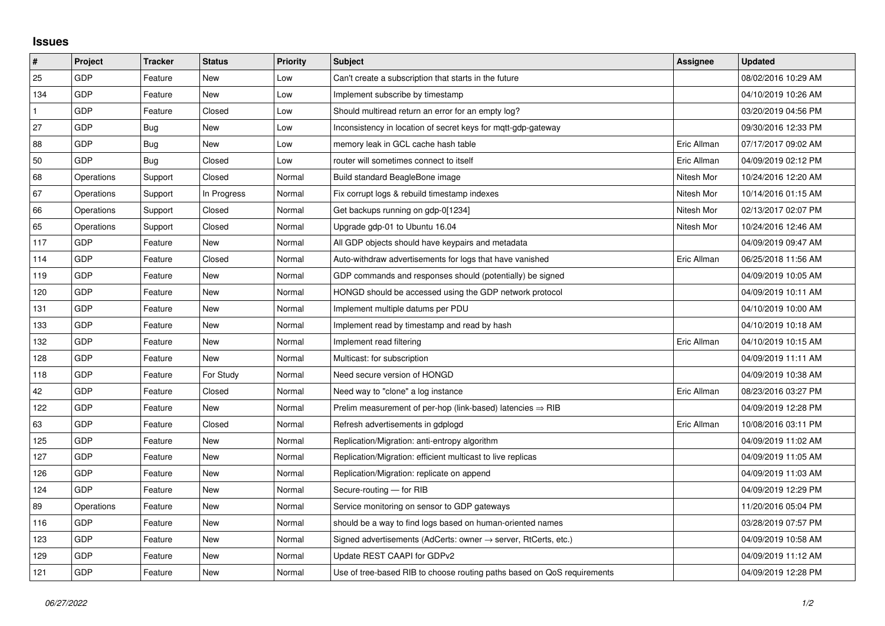## Issues

| # | Project | Tracker | Status | Priority | Subject | Assignee | Updated |
|---|---|---|---|---|---|---|---|
| 25 | GDP | Feature | New | Low | Can't create a subscription that starts in the future | | 08/02/2016 10:29 AM |
| 134 | GDP | Feature | New | Low | Implement subscribe by timestamp | | 04/10/2019 10:26 AM |
| 1 | GDP | Feature | Closed | Low | Should multiread return an error for an empty log? | | 03/20/2019 04:56 PM |
| 27 | GDP | Bug | New | Low | Inconsistency in location of secret keys for mqtt-gdp-gateway | | 09/30/2016 12:33 PM |
| 88 | GDP | Bug | New | Low | memory leak in GCL cache hash table | Eric Allman | 07/17/2017 09:02 AM |
| 50 | GDP | Bug | Closed | Low | router will sometimes connect to itself | Eric Allman | 04/09/2019 02:12 PM |
| 68 | Operations | Support | Closed | Normal | Build standard BeagleBone image | Nitesh Mor | 10/24/2016 12:20 AM |
| 67 | Operations | Support | In Progress | Normal | Fix corrupt logs & rebuild timestamp indexes | Nitesh Mor | 10/14/2016 01:15 AM |
| 66 | Operations | Support | Closed | Normal | Get backups running on gdp-0[1234] | Nitesh Mor | 02/13/2017 02:07 PM |
| 65 | Operations | Support | Closed | Normal | Upgrade gdp-01 to Ubuntu 16.04 | Nitesh Mor | 10/24/2016 12:46 AM |
| 117 | GDP | Feature | New | Normal | All GDP objects should have keypairs and metadata | | 04/09/2019 09:47 AM |
| 114 | GDP | Feature | Closed | Normal | Auto-withdraw advertisements for logs that have vanished | Eric Allman | 06/25/2018 11:56 AM |
| 119 | GDP | Feature | New | Normal | GDP commands and responses should (potentially) be signed | | 04/09/2019 10:05 AM |
| 120 | GDP | Feature | New | Normal | HONGD should be accessed using the GDP network protocol | | 04/09/2019 10:11 AM |
| 131 | GDP | Feature | New | Normal | Implement multiple datums per PDU | | 04/10/2019 10:00 AM |
| 133 | GDP | Feature | New | Normal | Implement read by timestamp and read by hash | | 04/10/2019 10:18 AM |
| 132 | GDP | Feature | New | Normal | Implement read filtering | Eric Allman | 04/10/2019 10:15 AM |
| 128 | GDP | Feature | New | Normal | Multicast: for subscription | | 04/09/2019 11:11 AM |
| 118 | GDP | Feature | For Study | Normal | Need secure version of HONGD | | 04/09/2019 10:38 AM |
| 42 | GDP | Feature | Closed | Normal | Need way to "clone" a log instance | Eric Allman | 08/23/2016 03:27 PM |
| 122 | GDP | Feature | New | Normal | Prelim measurement of per-hop (link-based) latencies ⇒ RIB | | 04/09/2019 12:28 PM |
| 63 | GDP | Feature | Closed | Normal | Refresh advertisements in gdplogd | Eric Allman | 10/08/2016 03:11 PM |
| 125 | GDP | Feature | New | Normal | Replication/Migration: anti-entropy algorithm | | 04/09/2019 11:02 AM |
| 127 | GDP | Feature | New | Normal | Replication/Migration: efficient multicast to live replicas | | 04/09/2019 11:05 AM |
| 126 | GDP | Feature | New | Normal | Replication/Migration: replicate on append | | 04/09/2019 11:03 AM |
| 124 | GDP | Feature | New | Normal | Secure-routing — for RIB | | 04/09/2019 12:29 PM |
| 89 | Operations | Feature | New | Normal | Service monitoring on sensor to GDP gateways | | 11/20/2016 05:04 PM |
| 116 | GDP | Feature | New | Normal | should be a way to find logs based on human-oriented names | | 03/28/2019 07:57 PM |
| 123 | GDP | Feature | New | Normal | Signed advertisements (AdCerts: owner → server, RtCerts, etc.) | | 04/09/2019 10:58 AM |
| 129 | GDP | Feature | New | Normal | Update REST CAAPI for GDPv2 | | 04/09/2019 11:12 AM |
| 121 | GDP | Feature | New | Normal | Use of tree-based RIB to choose routing paths based on QoS requirements | | 04/09/2019 12:28 PM |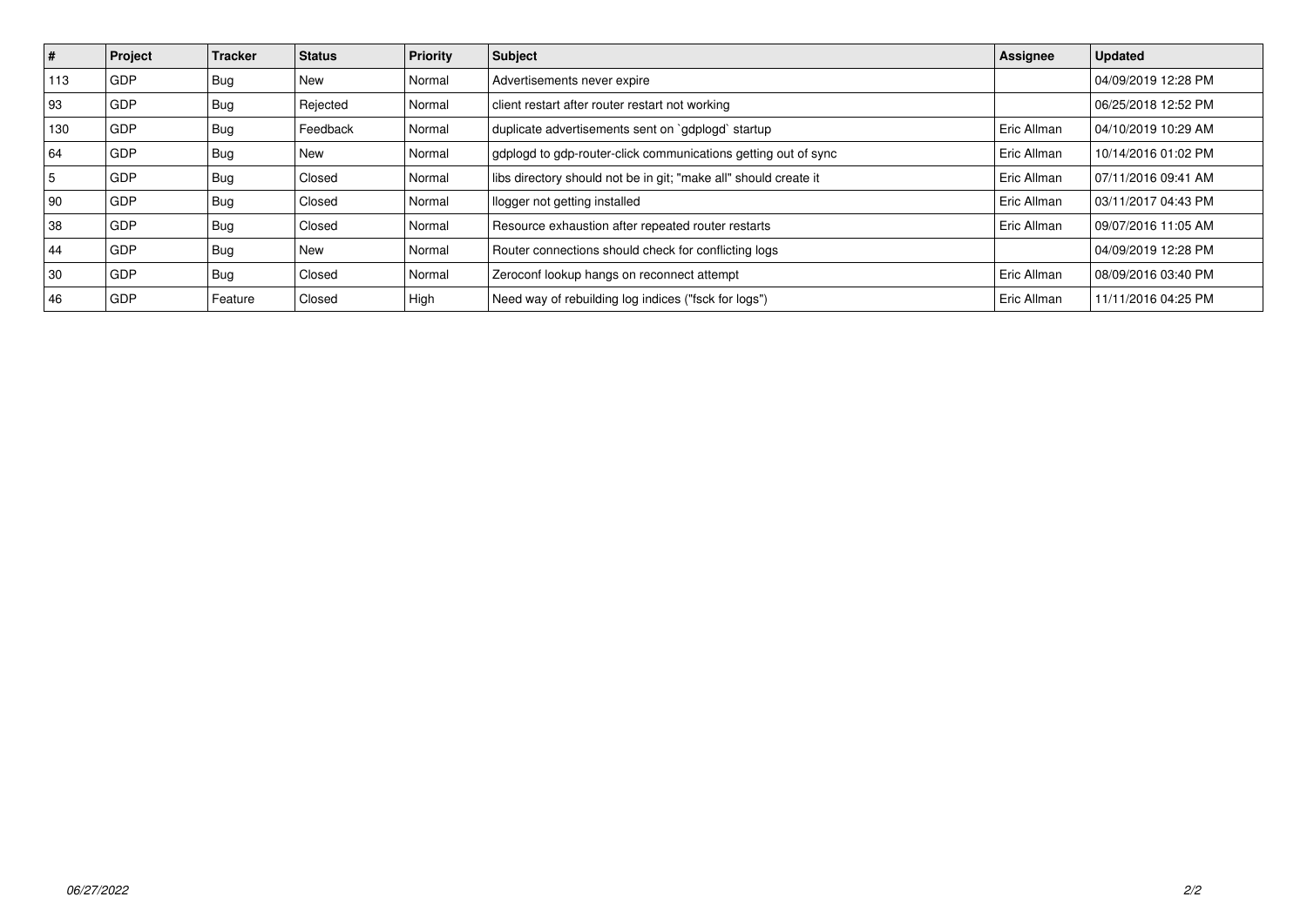| # | Project | Tracker | Status | Priority | Subject | Assignee | Updated |
|---|---|---|---|---|---|---|---|
| 113 | GDP | Bug | New | Normal | Advertisements never expire | | 04/09/2019 12:28 PM |
| 93 | GDP | Bug | Rejected | Normal | client restart after router restart not working | | 06/25/2018 12:52 PM |
| 130 | GDP | Bug | Feedback | Normal | duplicate advertisements sent on `gdplogd` startup | Eric Allman | 04/10/2019 10:29 AM |
| 64 | GDP | Bug | New | Normal | gdplogd to gdp-router-click communications getting out of sync | Eric Allman | 10/14/2016 01:02 PM |
| 5 | GDP | Bug | Closed | Normal | libs directory should not be in git; "make all" should create it | Eric Allman | 07/11/2016 09:41 AM |
| 90 | GDP | Bug | Closed | Normal | llogger not getting installed | Eric Allman | 03/11/2017 04:43 PM |
| 38 | GDP | Bug | Closed | Normal | Resource exhaustion after repeated router restarts | Eric Allman | 09/07/2016 11:05 AM |
| 44 | GDP | Bug | New | Normal | Router connections should check for conflicting logs | | 04/09/2019 12:28 PM |
| 30 | GDP | Bug | Closed | Normal | Zeroconf lookup hangs on reconnect attempt | Eric Allman | 08/09/2016 03:40 PM |
| 46 | GDP | Feature | Closed | High | Need way of rebuilding log indices ("fsck for logs") | Eric Allman | 11/11/2016 04:25 PM |